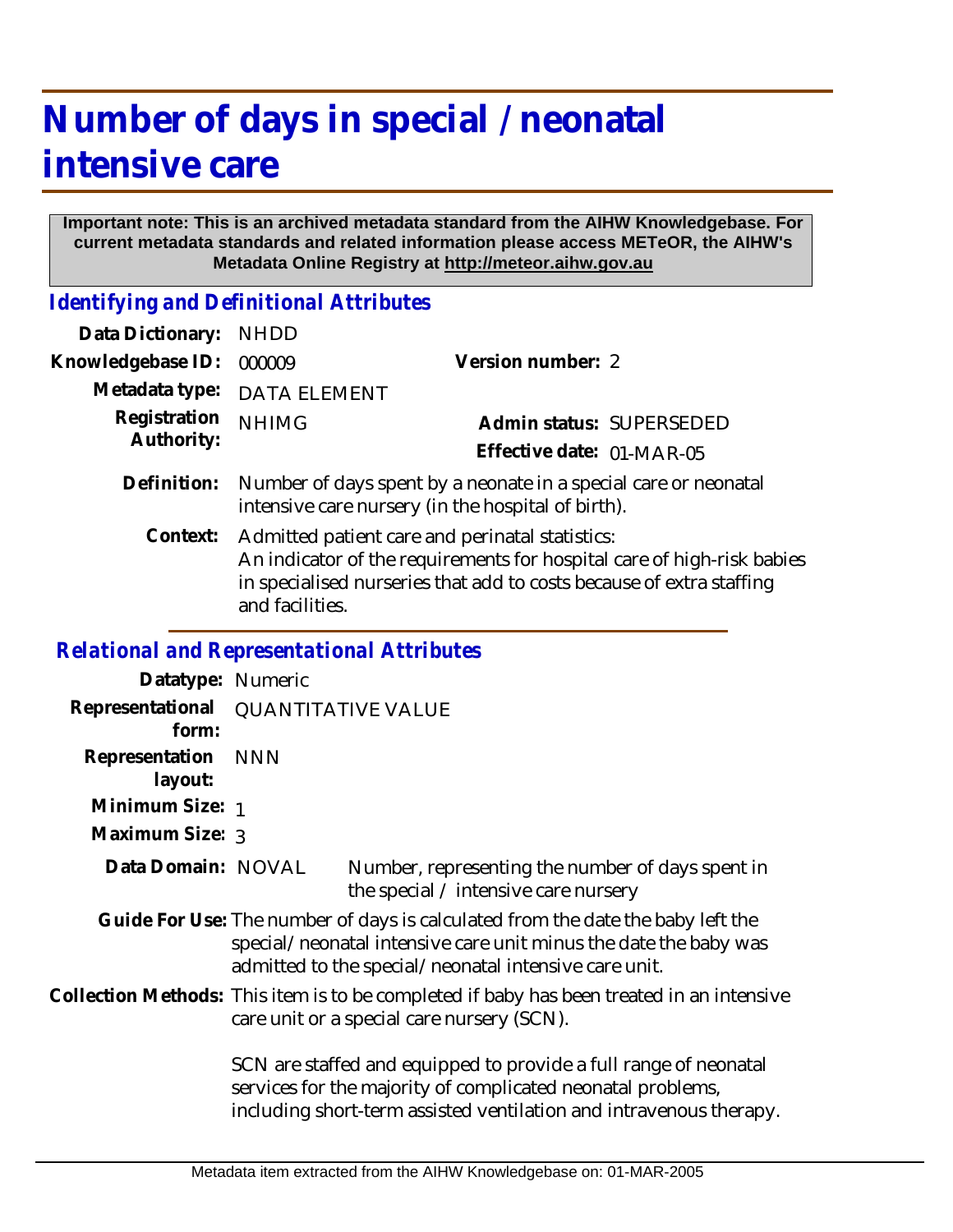# Number of days in special /neonatal intensive care

**Important note: This is an archived metadata standard from the AIHW Knowledgebase. For current metadata standards and related information please access METeOR, the AIHW's Metadata Online Registry at http://meteor.aihw.gov.au**

## *Identifying and Definitional Attributes*

**Data Dictionary:** NHDD

**Knowledgebase ID:** 000009

**Version number:** 2

**Metadata type:** DATA ELEMENT

**Registration Authority:** NHIMG

**Admin status:** SUPERSEDED

**Effective date:** 01-MAR-05

**Definition:** Number of days spent by a neonate in a special care or neonatal intensive care nursery (in the hospital of birth).

**Context:** Admitted patient care and perinatal statistics:
An indicator of the requirements for hospital care of high-risk babies in specialised nurseries that add to costs because of extra staffing and facilities.

## *Relational and Representational Attributes*

**Datatype:** Numeric

**Representational form:** QUANTITATIVE VALUE

**Representation layout:** NNN

**Minimum Size:** 1

**Maximum Size:** 3

**Data Domain:** NOVAL Number, representing the number of days spent in the special / intensive care nursery

**Guide For Use:** The number of days is calculated from the date the baby left the special/neonatal intensive care unit minus the date the baby was admitted to the special/neonatal intensive care unit.

**Collection Methods:** This item is to be completed if baby has been treated in an intensive care unit or a special care nursery (SCN).

SCN are staffed and equipped to provide a full range of neonatal services for the majority of complicated neonatal problems, including short-term assisted ventilation and intravenous therapy.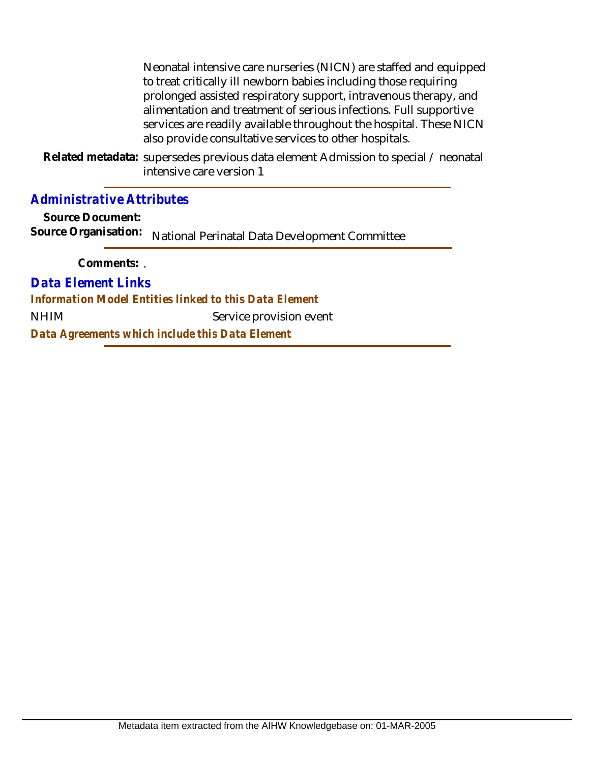Neonatal intensive care nurseries (NICN) are staffed and equipped to treat critically ill newborn babies including those requiring prolonged assisted respiratory support, intravenous therapy, and alimentation and treatment of serious infections. Full supportive services are readily available throughout the hospital. These NICN also provide consultative services to other hospitals.

**Related metadata:** supersedes previous data element Admission to special / neonatal intensive care version 1

## Administrative Attributes

**Source Document:**

**Source Organisation:** National Perinatal Data Development Committee

**Comments:** .

## Data Element Links

### *Information Model Entities linked to this Data Element*

NHIM Service provision event

### *Data Agreements which include this Data Element*

Metadata item extracted from the AIHW Knowledgebase on: 01-MAR-2005